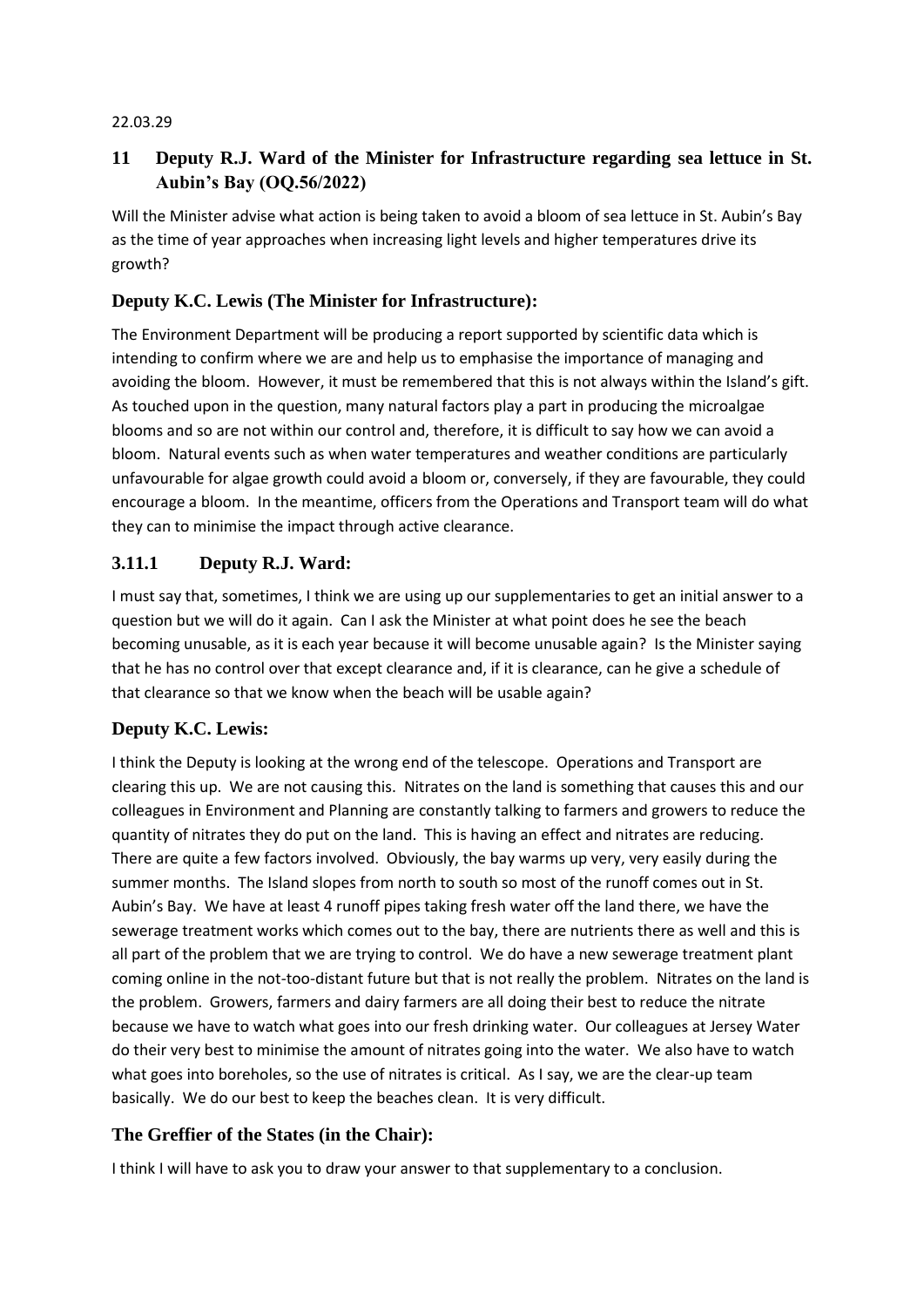22.03.29

## 11 Deputy R.J. Ward of the Minister for Infrastructure regarding sea lettuce in St. Aubin's Bay (OQ.56/2022)

Will the Minister advise what action is being taken to avoid a bloom of sea lettuce in St. Aubin's Bay as the time of year approaches when increasing light levels and higher temperatures drive its growth?

### Deputy K.C. Lewis (The Minister for Infrastructure):

The Environment Department will be producing a report supported by scientific data which is intending to confirm where we are and help us to emphasise the importance of managing and avoiding the bloom. However, it must be remembered that this is not always within the Island's gift. As touched upon in the question, many natural factors play a part in producing the microalgae blooms and so are not within our control and, therefore, it is difficult to say how we can avoid a bloom. Natural events such as when water temperatures and weather conditions are particularly unfavourable for algae growth could avoid a bloom or, conversely, if they are favourable, they could encourage a bloom. In the meantime, officers from the Operations and Transport team will do what they can to minimise the impact through active clearance.

### 3.11.1 Deputy R.J. Ward:

I must say that, sometimes, I think we are using up our supplementaries to get an initial answer to a question but we will do it again. Can I ask the Minister at what point does he see the beach becoming unusable, as it is each year because it will become unusable again? Is the Minister saying that he has no control over that except clearance and, if it is clearance, can he give a schedule of that clearance so that we know when the beach will be usable again?

### Deputy K.C. Lewis:

I think the Deputy is looking at the wrong end of the telescope. Operations and Transport are clearing this up. We are not causing this. Nitrates on the land is something that causes this and our colleagues in Environment and Planning are constantly talking to farmers and growers to reduce the quantity of nitrates they do put on the land. This is having an effect and nitrates are reducing. There are quite a few factors involved. Obviously, the bay warms up very, very easily during the summer months. The Island slopes from north to south so most of the runoff comes out in St. Aubin's Bay. We have at least 4 runoff pipes taking fresh water off the land there, we have the sewerage treatment works which comes out to the bay, there are nutrients there as well and this is all part of the problem that we are trying to control. We do have a new sewerage treatment plant coming online in the not-too-distant future but that is not really the problem. Nitrates on the land is the problem. Growers, farmers and dairy farmers are all doing their best to reduce the nitrate because we have to watch what goes into our fresh drinking water. Our colleagues at Jersey Water do their very best to minimise the amount of nitrates going into the water. We also have to watch what goes into boreholes, so the use of nitrates is critical. As I say, we are the clear-up team basically. We do our best to keep the beaches clean. It is very difficult.

### The Greffier of the States (in the Chair):

I think I will have to ask you to draw your answer to that supplementary to a conclusion.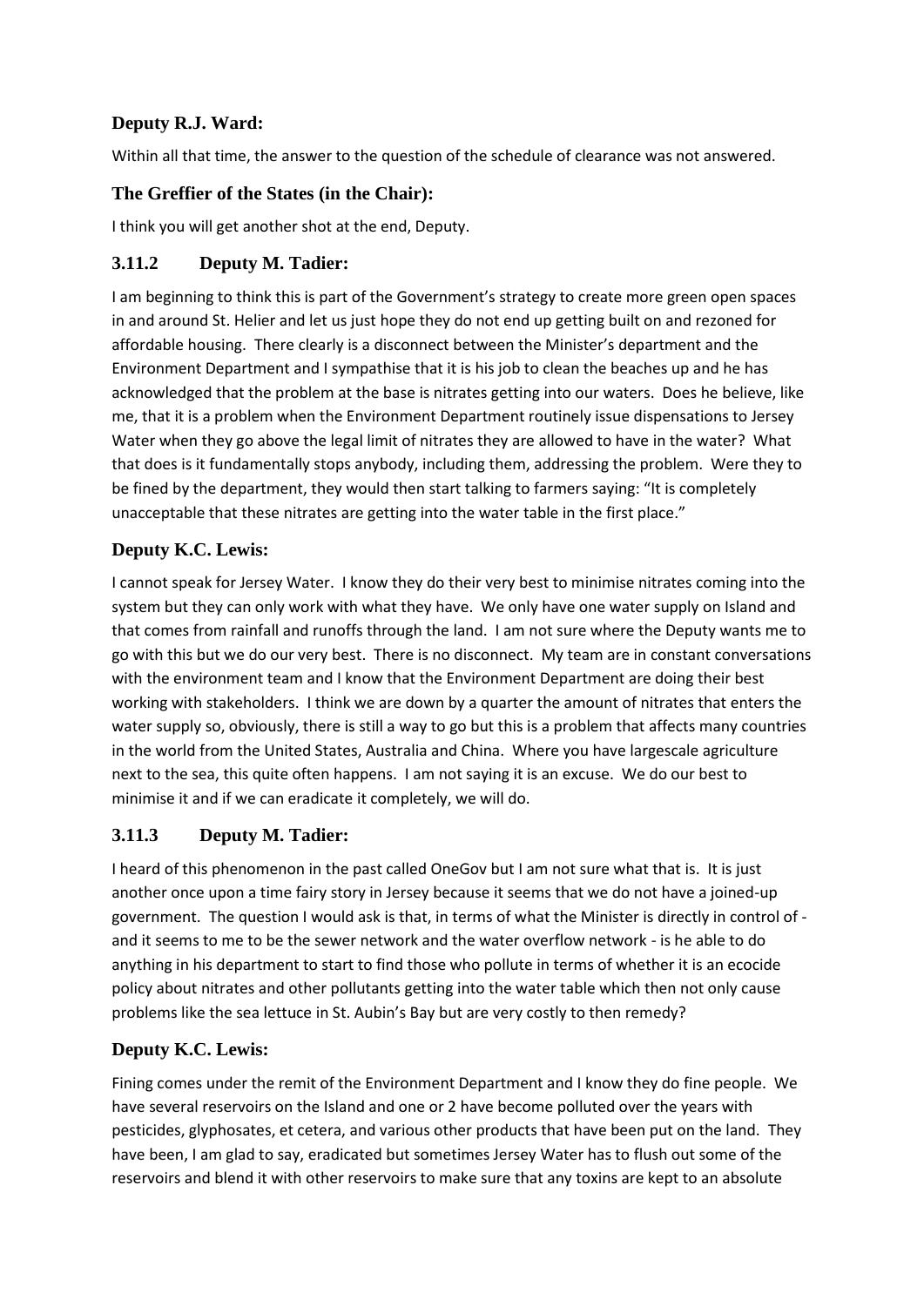### Deputy R.J. Ward:

Within all that time, the answer to the question of the schedule of clearance was not answered.

### The Greffier of the States (in the Chair):

I think you will get another shot at the end, Deputy.

### 3.11.2 Deputy M. Tadier:

I am beginning to think this is part of the Government's strategy to create more green open spaces in and around St. Helier and let us just hope they do not end up getting built on and rezoned for affordable housing. There clearly is a disconnect between the Minister's department and the Environment Department and I sympathise that it is his job to clean the beaches up and he has acknowledged that the problem at the base is nitrates getting into our waters. Does he believe, like me, that it is a problem when the Environment Department routinely issue dispensations to Jersey Water when they go above the legal limit of nitrates they are allowed to have in the water? What that does is it fundamentally stops anybody, including them, addressing the problem. Were they to be fined by the department, they would then start talking to farmers saying: "It is completely unacceptable that these nitrates are getting into the water table in the first place."

### Deputy K.C. Lewis:

I cannot speak for Jersey Water. I know they do their very best to minimise nitrates coming into the system but they can only work with what they have. We only have one water supply on Island and that comes from rainfall and runoffs through the land. I am not sure where the Deputy wants me to go with this but we do our very best. There is no disconnect. My team are in constant conversations with the environment team and I know that the Environment Department are doing their best working with stakeholders. I think we are down by a quarter the amount of nitrates that enters the water supply so, obviously, there is still a way to go but this is a problem that affects many countries in the world from the United States, Australia and China. Where you have largescale agriculture next to the sea, this quite often happens. I am not saying it is an excuse. We do our best to minimise it and if we can eradicate it completely, we will do.

### 3.11.3 Deputy M. Tadier:

I heard of this phenomenon in the past called OneGov but I am not sure what that is. It is just another once upon a time fairy story in Jersey because it seems that we do not have a joined-up government. The question I would ask is that, in terms of what the Minister is directly in control of - and it seems to me to be the sewer network and the water overflow network - is he able to do anything in his department to start to find those who pollute in terms of whether it is an ecocide policy about nitrates and other pollutants getting into the water table which then not only cause problems like the sea lettuce in St. Aubin's Bay but are very costly to then remedy?

### Deputy K.C. Lewis:

Fining comes under the remit of the Environment Department and I know they do fine people. We have several reservoirs on the Island and one or 2 have become polluted over the years with pesticides, glyphosates, et cetera, and various other products that have been put on the land. They have been, I am glad to say, eradicated but sometimes Jersey Water has to flush out some of the reservoirs and blend it with other reservoirs to make sure that any toxins are kept to an absolute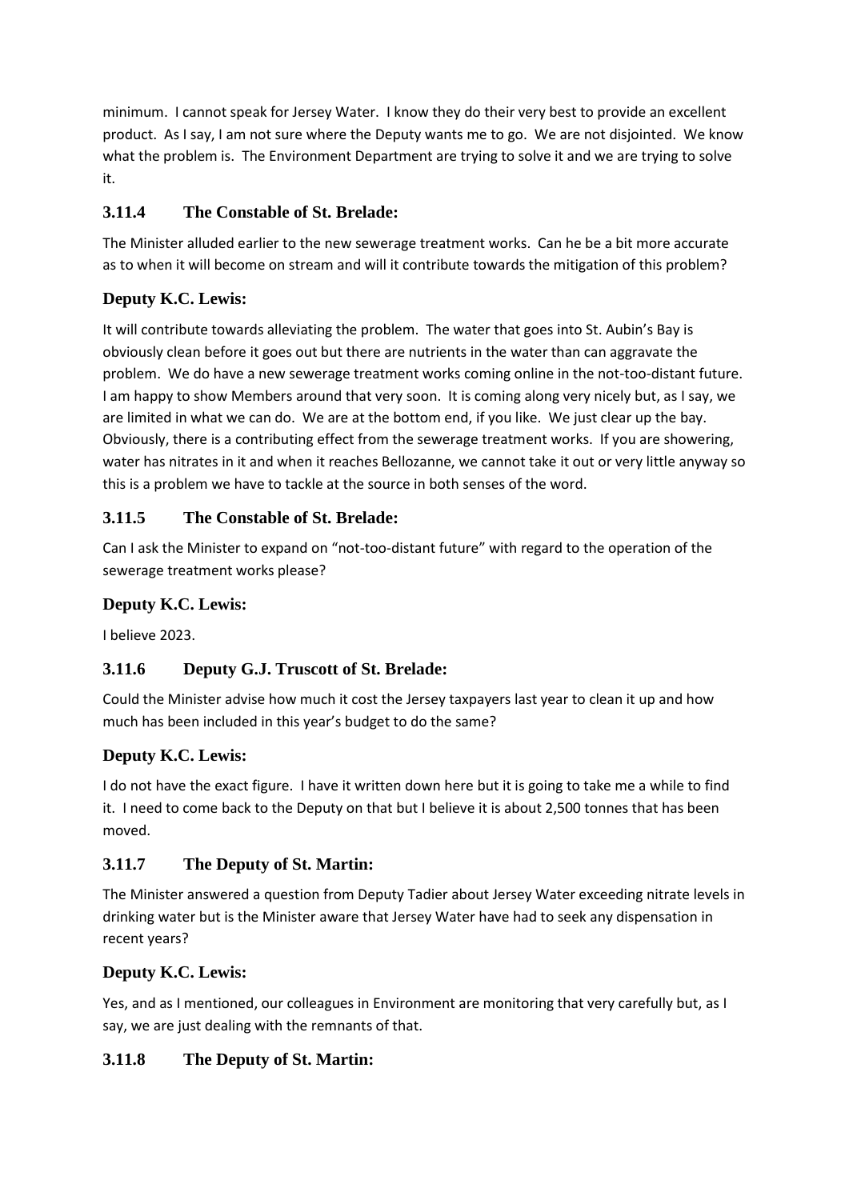minimum. I cannot speak for Jersey Water. I know they do their very best to provide an excellent product. As I say, I am not sure where the Deputy wants me to go. We are not disjointed. We know what the problem is. The Environment Department are trying to solve it and we are trying to solve it.

### 3.11.4 The Constable of St. Brelade:

The Minister alluded earlier to the new sewerage treatment works. Can he be a bit more accurate as to when it will become on stream and will it contribute towards the mitigation of this problem?

### Deputy K.C. Lewis:

It will contribute towards alleviating the problem. The water that goes into St. Aubin's Bay is obviously clean before it goes out but there are nutrients in the water than can aggravate the problem. We do have a new sewerage treatment works coming online in the not-too-distant future. I am happy to show Members around that very soon. It is coming along very nicely but, as I say, we are limited in what we can do. We are at the bottom end, if you like. We just clear up the bay. Obviously, there is a contributing effect from the sewerage treatment works. If you are showering, water has nitrates in it and when it reaches Bellozanne, we cannot take it out or very little anyway so this is a problem we have to tackle at the source in both senses of the word.

### 3.11.5 The Constable of St. Brelade:

Can I ask the Minister to expand on "not-too-distant future" with regard to the operation of the sewerage treatment works please?

### Deputy K.C. Lewis:

I believe 2023.

### 3.11.6 Deputy G.J. Truscott of St. Brelade:

Could the Minister advise how much it cost the Jersey taxpayers last year to clean it up and how much has been included in this year's budget to do the same?

### Deputy K.C. Lewis:

I do not have the exact figure. I have it written down here but it is going to take me a while to find it. I need to come back to the Deputy on that but I believe it is about 2,500 tonnes that has been moved.

### 3.11.7 The Deputy of St. Martin:

The Minister answered a question from Deputy Tadier about Jersey Water exceeding nitrate levels in drinking water but is the Minister aware that Jersey Water have had to seek any dispensation in recent years?

### Deputy K.C. Lewis:

Yes, and as I mentioned, our colleagues in Environment are monitoring that very carefully but, as I say, we are just dealing with the remnants of that.

### 3.11.8 The Deputy of St. Martin: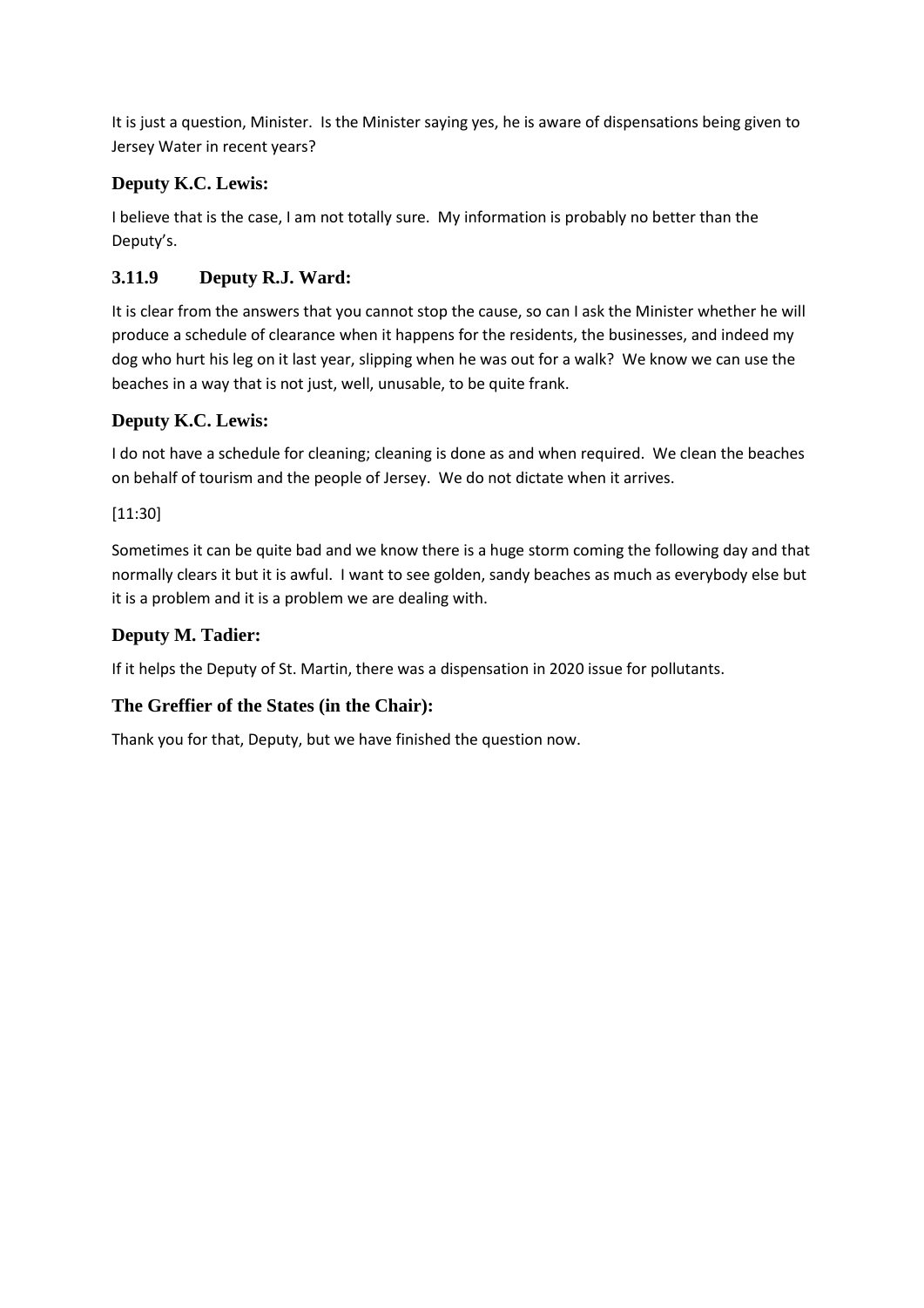It is just a question, Minister. Is the Minister saying yes, he is aware of dispensations being given to Jersey Water in recent years?

### Deputy K.C. Lewis:

I believe that is the case, I am not totally sure. My information is probably no better than the Deputy's.

### 3.11.9 Deputy R.J. Ward:

It is clear from the answers that you cannot stop the cause, so can I ask the Minister whether he will produce a schedule of clearance when it happens for the residents, the businesses, and indeed my dog who hurt his leg on it last year, slipping when he was out for a walk? We know we can use the beaches in a way that is not just, well, unusable, to be quite frank.

### Deputy K.C. Lewis:

I do not have a schedule for cleaning; cleaning is done as and when required. We clean the beaches on behalf of tourism and the people of Jersey. We do not dictate when it arrives.

[11:30]

Sometimes it can be quite bad and we know there is a huge storm coming the following day and that normally clears it but it is awful. I want to see golden, sandy beaches as much as everybody else but it is a problem and it is a problem we are dealing with.

### Deputy M. Tadier:

If it helps the Deputy of St. Martin, there was a dispensation in 2020 issue for pollutants.

### The Greffier of the States (in the Chair):

Thank you for that, Deputy, but we have finished the question now.